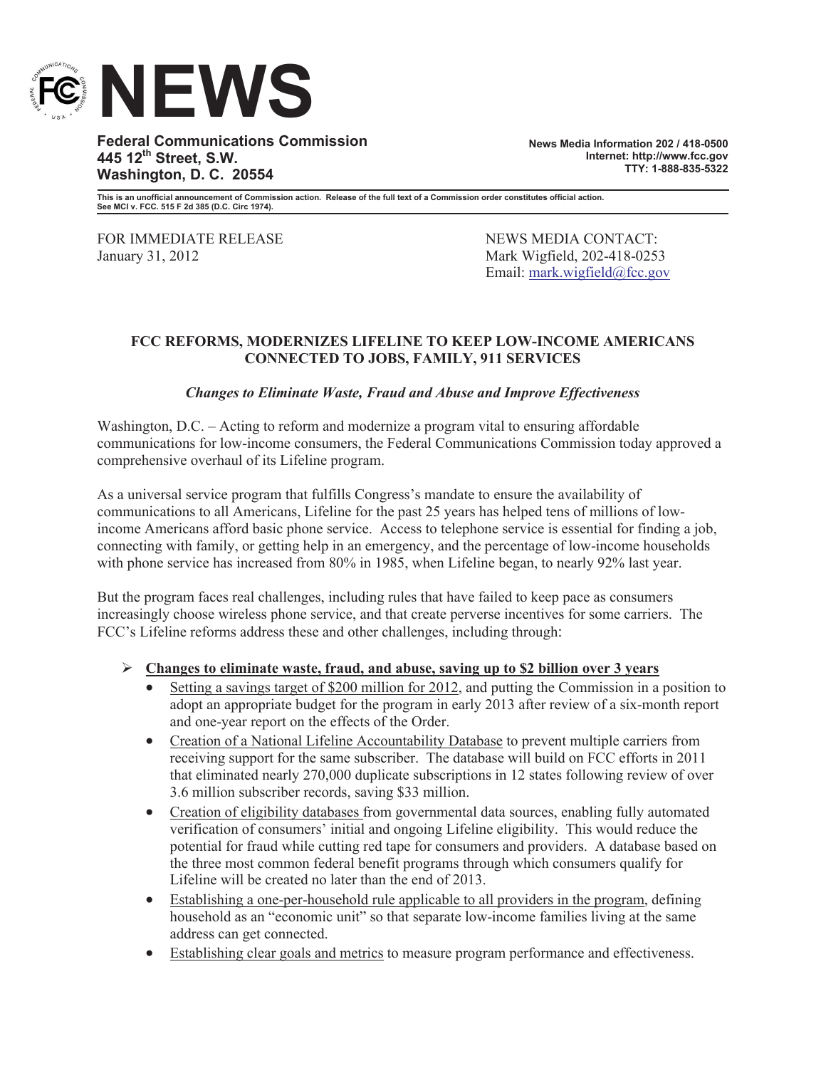# NEWS

**Federal Communications Commission**
**445 12th Street, S.W.**
**Washington, D. C. 20554**

**News Media Information 202 / 418-0500**
**Internet: http://www.fcc.gov**
**TTY: 1-888-835-5322**

**This is an unofficial announcement of Commission action. Release of the full text of a Commission order constitutes official action. See MCI v. FCC. 515 F 2d 385 (D.C. Circ 1974).**

FOR IMMEDIATE RELEASE
January 31, 2012

NEWS MEDIA CONTACT:
Mark Wigfield, 202-418-0253
Email: mark.wigfield@fcc.gov

## FCC REFORMS, MODERNIZES LIFELINE TO KEEP LOW-INCOME AMERICANS CONNECTED TO JOBS, FAMILY, 911 SERVICES

***Changes to Eliminate Waste, Fraud and Abuse and Improve Effectiveness***

Washington, D.C. – Acting to reform and modernize a program vital to ensuring affordable communications for low-income consumers, the Federal Communications Commission today approved a comprehensive overhaul of its Lifeline program.

As a universal service program that fulfills Congress's mandate to ensure the availability of communications to all Americans, Lifeline for the past 25 years has helped tens of millions of low-income Americans afford basic phone service. Access to telephone service is essential for finding a job, connecting with family, or getting help in an emergency, and the percentage of low-income households with phone service has increased from 80% in 1985, when Lifeline began, to nearly 92% last year.

But the program faces real challenges, including rules that have failed to keep pace as consumers increasingly choose wireless phone service, and that create perverse incentives for some carriers. The FCC's Lifeline reforms address these and other challenges, including through:

- **Changes to eliminate waste, fraud, and abuse, saving up to $2 billion over 3 years**
  - Setting a savings target of $200 million for 2012, and putting the Commission in a position to adopt an appropriate budget for the program in early 2013 after review of a six-month report and one-year report on the effects of the Order.
  - Creation of a National Lifeline Accountability Database to prevent multiple carriers from receiving support for the same subscriber. The database will build on FCC efforts in 2011 that eliminated nearly 270,000 duplicate subscriptions in 12 states following review of over 3.6 million subscriber records, saving $33 million.
  - Creation of eligibility databases from governmental data sources, enabling fully automated verification of consumers' initial and ongoing Lifeline eligibility. This would reduce the potential for fraud while cutting red tape for consumers and providers. A database based on the three most common federal benefit programs through which consumers qualify for Lifeline will be created no later than the end of 2013.
  - Establishing a one-per-household rule applicable to all providers in the program, defining household as an "economic unit" so that separate low-income families living at the same address can get connected.
  - Establishing clear goals and metrics to measure program performance and effectiveness.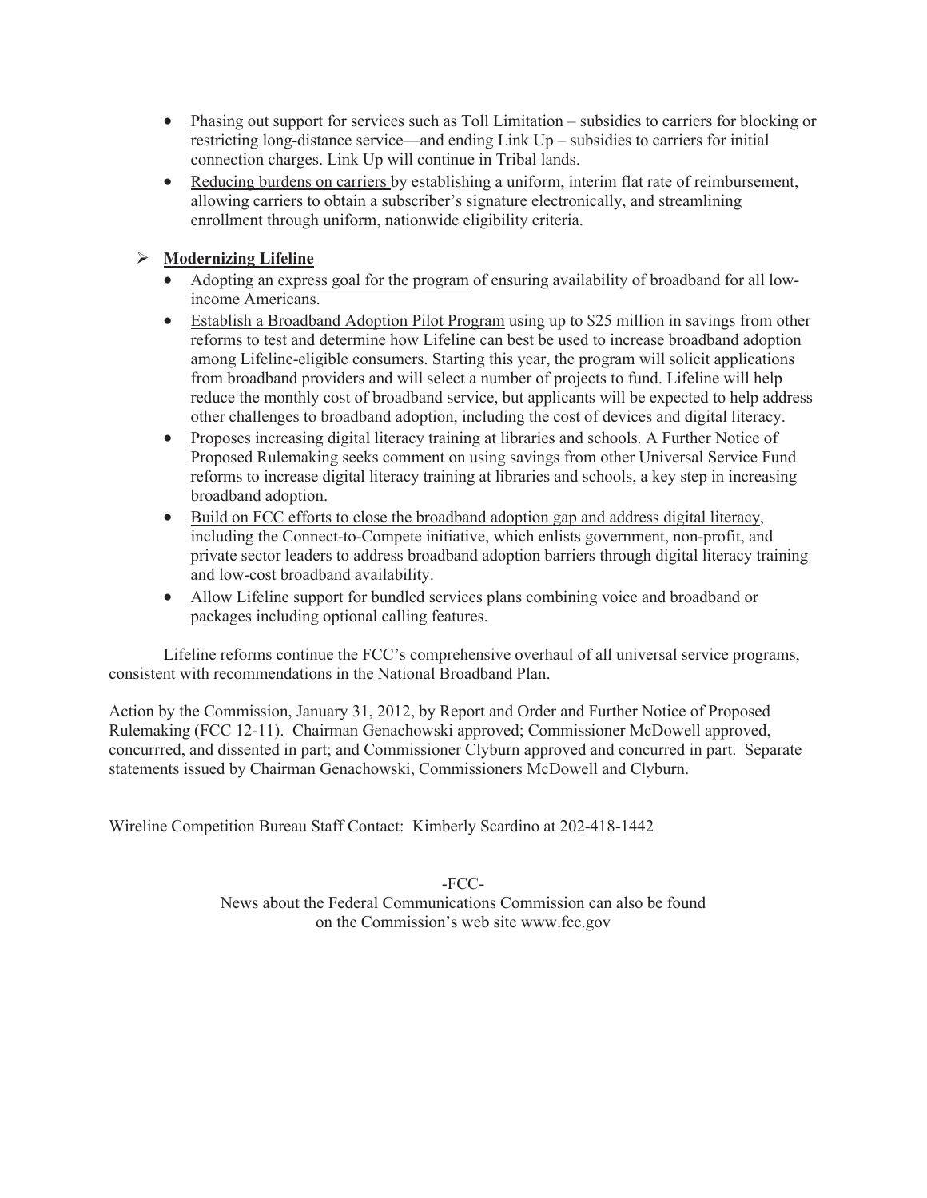- Phasing out support for services such as Toll Limitation – subsidies to carriers for blocking or restricting long-distance service—and ending Link Up – subsidies to carriers for initial connection charges. Link Up will continue in Tribal lands.
- Reducing burdens on carriers by establishing a uniform, interim flat rate of reimbursement, allowing carriers to obtain a subscriber's signature electronically, and streamlining enrollment through uniform, nationwide eligibility criteria.

➢ **Modernizing Lifeline**

- Adopting an express goal for the program of ensuring availability of broadband for all low-income Americans.
- Establish a Broadband Adoption Pilot Program using up to $25 million in savings from other reforms to test and determine how Lifeline can best be used to increase broadband adoption among Lifeline-eligible consumers. Starting this year, the program will solicit applications from broadband providers and will select a number of projects to fund. Lifeline will help reduce the monthly cost of broadband service, but applicants will be expected to help address other challenges to broadband adoption, including the cost of devices and digital literacy.
- Proposes increasing digital literacy training at libraries and schools. A Further Notice of Proposed Rulemaking seeks comment on using savings from other Universal Service Fund reforms to increase digital literacy training at libraries and schools, a key step in increasing broadband adoption.
- Build on FCC efforts to close the broadband adoption gap and address digital literacy, including the Connect-to-Compete initiative, which enlists government, non-profit, and private sector leaders to address broadband adoption barriers through digital literacy training and low-cost broadband availability.
- Allow Lifeline support for bundled services plans combining voice and broadband or packages including optional calling features.

Lifeline reforms continue the FCC's comprehensive overhaul of all universal service programs, consistent with recommendations in the National Broadband Plan.

Action by the Commission, January 31, 2012, by Report and Order and Further Notice of Proposed Rulemaking (FCC 12-11). Chairman Genachowski approved; Commissioner McDowell approved, concurrred, and dissented in part; and Commissioner Clyburn approved and concurred in part. Separate statements issued by Chairman Genachowski, Commissioners McDowell and Clyburn.

Wireline Competition Bureau Staff Contact: Kimberly Scardino at 202-418-1442

-FCC-

News about the Federal Communications Commission can also be found on the Commission's web site www.fcc.gov